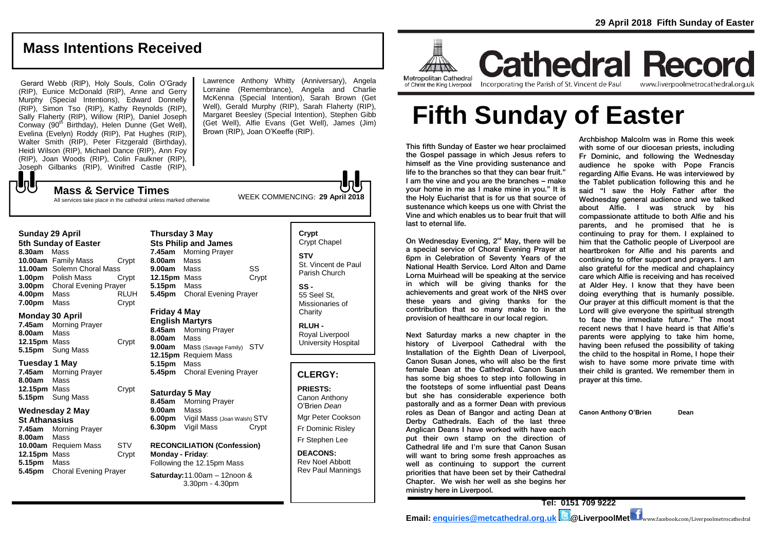# Mass Intentions Received

Gerard Webb (RIP), Holy Souls, Colin O'Grady (RIP), Eunice McDonald (RIP), Anne and Gerry Murphy (Special Intentions), Edward Donnelly (RIP), Simon Tso (RIP), Kathy Reynolds (RIP), Sally Flaherty (RIP), Willow (RIP), Daniel Joseph Conway (90th Birthday), Helen Dunne (Get Well), Evelina (Evelyn) Roddy (RIP), Pat Hughes (RIP), Walter Smith (RIP), Peter Fitzgerald (Birthday), Heidi Wilson (RIP), Michael Dance (RIP), Ann Foy (RIP), Joan Woods (RIP), Colin Faulkner (RIP), Joseph Gilbanks (RIP), Winifred Castle (RIP), Lawrence Anthony Whitty (Anniversary), Angela Lorraine (Remembrance), Angela and Charlie McKenna (Special Intention), Sarah Brown (Get Well), Gerald Murphy (RIP), Sarah Flaherty (RIP), Margaret Beesley (Special Intention), Stephen Gibb (Get Well), Alfie Evans (Get Well), James (Jim) Brown (RIP), Joan O'Keeffe (RIP).

## Mass & Service Times

All services take place in the cathedral unless marked otherwise

WEEK COMMENCING: **29 April 2018**

### Sunday 29 April
**5th Sunday of Easter**

| | | |
|---|---|---|
| **8.30am** | Mass | |
| **10.00am** | Family Mass | Crypt |
| **11.00am** | Solemn Choral Mass | |
| **1.00pm** | Polish Mass | Crypt |
| **3.00pm** | Choral Evening Prayer | |
| **4.00pm** | Mass | RLUH |
| **7.00pm** | Mass | Crypt |

### Monday 30 April

| | | |
|---|---|---|
| **7.45am** | Morning Prayer | |
| **8.00am** | Mass | |
| **12.15pm** | Mass | Crypt |
| **5.15pm** | Sung Mass | |

### Tuesday 1 May

| | | |
|---|---|---|
| **7.45am** | Morning Prayer | |
| **8.00am** | Mass | |
| **12.15pm** | Mass | Crypt |
| **5.15pm** | Sung Mass | |

### Wednesday 2 May
**St Athanasius**

| | | |
|---|---|---|
| **7.45am** | Morning Prayer | |
| **8.00am** | Mass | |
| **10.00am** | Requiem Mass | STV |
| **12.15pm** | Mass | Crypt |
| **5.15pm** | Mass | |
| **5.45pm** | Choral Evening Prayer | |

### Thursday 3 May
**Sts Philip and James**

| | | |
|---|---|---|
| **7.45am** | Morning Prayer | |
| **8.00am** | Mass | |
| **9.00am** | Mass | SS |
| **12.15pm** | Mass | Crypt |
| **5.15pm** | Mass | |
| **5.45pm** | Choral Evening Prayer | |

### Friday 4 May
**English Martyrs**

| | | |
|---|---|---|
| **8.45am** | Morning Prayer | |
| **8.00am** | Mass | |
| **9.00am** | Mass (Savage Family) | STV |
| **12.15pm** | Requiem Mass | |
| **5.15pm** | Mass | |
| **5.45pm** | Choral Evening Prayer | |

### Saturday 5 May

| | | |
|---|---|---|
| **8.45am** | Morning Prayer | |
| **9.00am** | Mass | |
| **6.00pm** | Vigil Mass (Joan Walsh) | STV |
| **6.30pm** | Vigil Mass | Crypt |

**RECONCILIATION (Confession)**
**Monday - Friday**: Following the 12.15pm Mass
**Saturday:** 11.00am – 12noon & 3.30pm - 4.30pm

**Crypt** Crypt Chapel

**STV** St. Vincent de Paul Parish Church

**SS -** 55 Seel St, Missionaries of Charity

**RLUH -** Royal Liverpool University Hospital

## CLERGY:

**PRIESTS:**
Canon Anthony O'Brien *Dean*
Mgr Peter Cookson
Fr Dominic Risley
Fr Stephen Lee

**DEACONS:**
Rev Noel Abbott
Rev Paul Mannings

**29 April 2018 Fifth Sunday of Easter**

Metropolitan Cathedral of Christ the King Liverpool

**Cathedral Record**
Incorporating the Parish of St. Vincent de Paul
www.liverpoolmetrocathedral.org.uk

# Fifth Sunday of Easter

This fifth Sunday of Easter we hear proclaimed the Gospel passage in which Jesus refers to himself as the Vine providing sustenance and life to the branches so that they can bear fruit." I am the vine and you are the branches – make your home in me as I make mine in you." It is the Holy Eucharist that is for us that source of sustenance which keeps us one with Christ the Vine and which enables us to bear fruit that will last to eternal life.

On Wednesday Evening, 2nd May, there will be a special service of Choral Evening Prayer at 6pm in Celebration of Seventy Years of the National Health Service. Lord Alton and Dame Lorna Muirhead will be speaking at the service in which will be giving thanks for the achievements and great work of the NHS over these years and giving thanks for the contribution that so many make to in the provision of healthcare in our local region.

Next Saturday marks a new chapter in the history of Liverpool Cathedral with the Installation of the Eighth Dean of Liverpool, Canon Susan Jones, who will also be the first female Dean at the Cathedral. Canon Susan has some big shoes to step into following in the footsteps of some influential past Deans but she has considerable experience both pastorally and as a former Dean with previous roles as Dean of Bangor and acting Dean at Derby Cathedrals. Each of the last three Anglican Deans I have worked with have each put their own stamp on the direction of Cathedral life and I'm sure that Canon Susan will want to bring some fresh approaches as well as continuing to support the current priorities that have been set by their Cathedral Chapter. We wish her well as she begins her ministry here in Liverpool.

Archbishop Malcolm was in Rome this week with some of our diocesan priests, including Fr Dominic, and following the Wednesday audience he spoke with Pope Francis regarding Alfie Evans. He was interviewed by the Tablet publication following this and he said "I saw the Holy Father after the Wednesday general audience and we talked about Alfie. I was struck by his compassionate attitude to both Alfie and his parents, and he promised that he is continuing to pray for them. I explained to him that the Catholic people of Liverpool are heartbroken for Alfie and his parents and continuing to offer support and prayers. I am also grateful for the medical and chaplaincy care which Alfie is receiving and has received at Alder Hey. I know that they have been doing everything that is humanly possible. Our prayer at this difficult moment is that the Lord will give everyone the spiritual strength to face the immediate future." The most recent news that I have heard is that Alfie's parents were applying to take him home, having been refused the possibility of taking the child to the hospital in Rome, I hope their wish to have some more private time with their child is granted. We remember them in prayer at this time.

**Canon Anthony O'Brien Dean**

**Tel: 0151 709 9222**

**Email: enquiries@metcathedral.org.uk @LiverpoolMet** www.facebook.com/Liverpoolmetrocathedral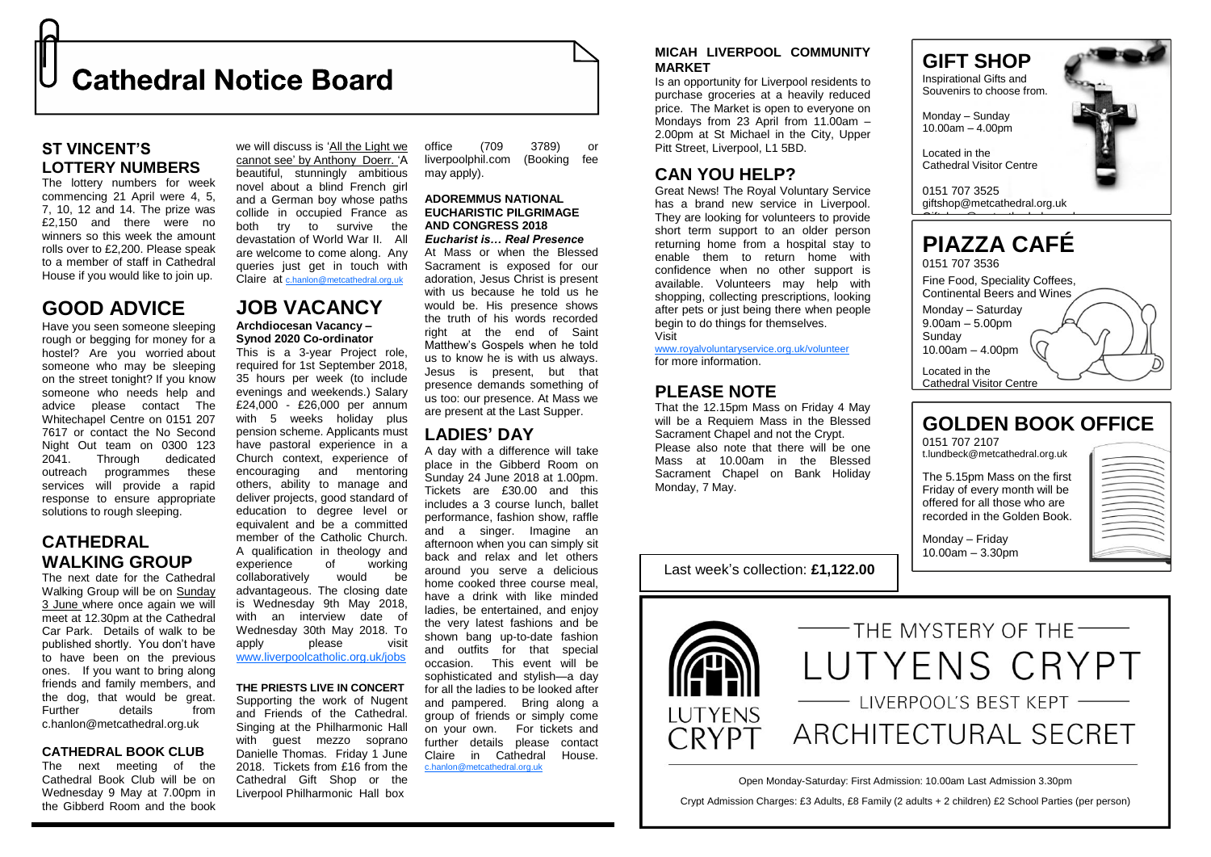# Cathedral Notice Board

## ST VINCENT'S LOTTERY NUMBERS

The lottery numbers for week commencing 21 April were 4, 5, 7, 10, 12 and 14. The prize was £2,150 and there were no winners so this week the amount rolls over to £2,200. Please speak to a member of staff in Cathedral House if you would like to join up.

## GOOD ADVICE

Have you seen someone sleeping rough or begging for money for a hostel? Are you worried about someone who may be sleeping on the street tonight? If you know someone who needs help and advice please contact The Whitechapel Centre on 0151 207 7617 or contact the No Second Night Out team on 0300 123 2041. Through dedicated outreach programmes these services will provide a rapid response to ensure appropriate solutions to rough sleeping.

## CATHEDRAL WALKING GROUP

The next date for the Cathedral Walking Group will be on Sunday 3 June where once again we will meet at 12.30pm at the Cathedral Car Park. Details of walk to be published shortly. You don't have to have been on the previous ones. If you want to bring along friends and family members, and the dog, that would be great. Further details from c.hanlon@metcathedral.org.uk

### CATHEDRAL BOOK CLUB

The next meeting of the Cathedral Book Club will be on Wednesday 9 May at 7.00pm in the Gibberd Room and the book we will discuss is 'All the Light we cannot see' by Anthony Doerr. 'A beautiful, stunningly ambitious novel about a blind French girl and a German boy whose paths collide in occupied France as both try to survive the devastation of World War II. All are welcome to come along. Any queries just get in touch with Claire at c.hanlon@metcathedral.org.uk

## JOB VACANCY

**Archdiocesan Vacancy – Synod 2020 Co-ordinator**

This is a 3-year Project role, required for 1st September 2018, 35 hours per week (to include evenings and weekends.) Salary £24,000 - £26,000 per annum with 5 weeks holiday plus pension scheme. Applicants must have pastoral experience in a Church context, experience of encouraging and mentoring others, ability to manage and deliver projects, good standard of education to degree level or equivalent and be a committed member of the Catholic Church. A qualification in theology and experience of working collaboratively would be advantageous. The closing date is Wednesday 9th May 2018, with an interview date of Wednesday 30th May 2018. To apply please visit www.liverpoolcatholic.org.uk/jobs

### THE PRIESTS LIVE IN CONCERT

Supporting the work of Nugent and Friends of the Cathedral. Singing at the Philharmonic Hall with guest mezzo soprano Danielle Thomas. Friday 1 June 2018. Tickets from £16 from the Cathedral Gift Shop or the Liverpool Philharmonic Hall box office (709 3789) or liverpoolphil.com (Booking fee may apply).

### ADOREMMUS NATIONAL EUCHARISTIC PILGRIMAGE AND CONGRESS 2018

***Eucharist is… Real Presence***

At Mass or when the Blessed Sacrament is exposed for our adoration, Jesus Christ is present with us because he told us he would be. His presence shows the truth of his words recorded right at the end of Saint Matthew's Gospels when he told us to know he is with us always. Jesus is present, but that presence demands something of us too: our presence. At Mass we are present at the Last Supper.

## LADIES' DAY

A day with a difference will take place in the Gibberd Room on Sunday 24 June 2018 at 1.00pm. Tickets are £30.00 and this includes a 3 course lunch, ballet performance, fashion show, raffle and a singer. Imagine an afternoon when you can simply sit back and relax and let others around you serve a delicious home cooked three course meal, have a drink with like minded ladies, be entertained, and enjoy the very latest fashions and be shown bang up-to-date fashion and outfits for that special occasion. This event will be sophisticated and stylish—a day for all the ladies to be looked after and pampered. Bring along a group of friends or simply come on your own. For tickets and further details please contact Claire in Cathedral House. c.hanlon@metcathedral.org.uk

### MICAH LIVERPOOL COMMUNITY MARKET

Is an opportunity for Liverpool residents to purchase groceries at a heavily reduced price. The Market is open to everyone on Mondays from 23 April from 11.00am – 2.00pm at St Michael in the City, Upper Pitt Street, Liverpool, L1 5BD.

## CAN YOU HELP?

Great News! The Royal Voluntary Service has a brand new service in Liverpool. They are looking for volunteers to provide short term support to an older person returning home from a hospital stay to enable them to return home with confidence when no other support is available. Volunteers may help with shopping, collecting prescriptions, looking after pets or just being there when people begin to do things for themselves. Visit www.royalvoluntaryservice.org.uk/volunteer for more information.

## PLEASE NOTE

That the 12.15pm Mass on Friday 4 May will be a Requiem Mass in the Blessed Sacrament Chapel and not the Crypt.
Please also note that there will be one Mass at 10.00am in the Blessed Sacrament Chapel on Bank Holiday Monday, 7 May.

Last week's collection: **£1,122.00**

## GIFT SHOP

Inspirational Gifts and Souvenirs to choose from.

Monday – Sunday
10.00am – 4.00pm

Located in the Cathedral Visitor Centre

0151 707 3525
giftshop@metcathedral.org.uk

## PIAZZA CAFÉ

0151 707 3536

Fine Food, Speciality Coffees, Continental Beers and Wines

Monday – Saturday
9.00am – 5.00pm
Sunday
10.00am – 4.00pm

Located in the Cathedral Visitor Centre

## GOLDEN BOOK OFFICE

0151 707 2107
t.lundbeck@metcathedral.org.uk

The 5.15pm Mass on the first Friday of every month will be offered for all those who are recorded in the Golden Book.

Monday – Friday
10.00am – 3.30pm

LUTYENS CRYPT

THE MYSTERY OF THE LUTYENS CRYPT
LIVERPOOL'S BEST KEPT ARCHITECTURAL SECRET

Open Monday-Saturday: First Admission: 10.00am Last Admission 3.30pm

Crypt Admission Charges: £3 Adults, £8 Family (2 adults + 2 children) £2 School Parties (per person)